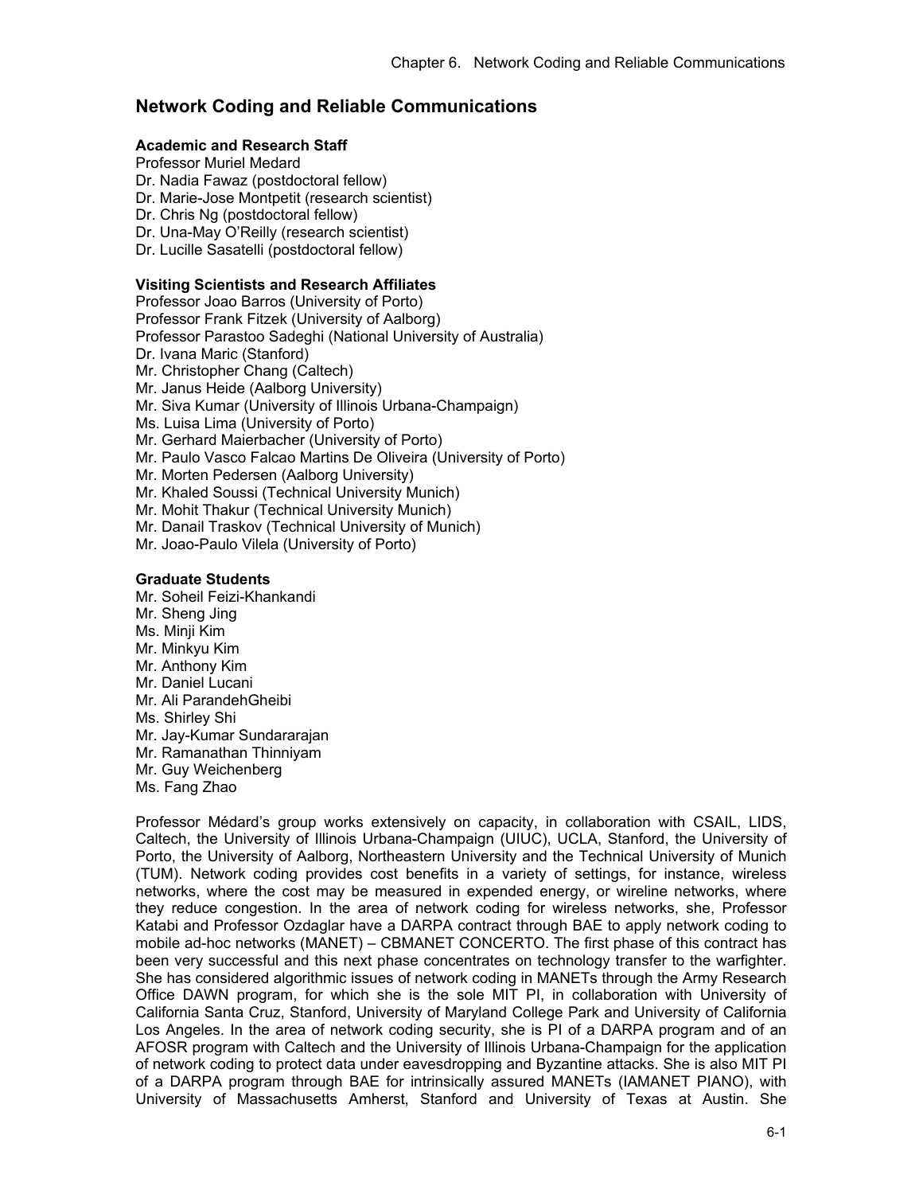# Network Coding and Reliable Communications

**Academic and Research Staff**

Professor Muriel Medard
Dr. Nadia Fawaz (postdoctoral fellow)
Dr. Marie-Jose Montpetit (research scientist)
Dr. Chris Ng (postdoctoral fellow)
Dr. Una-May O'Reilly (research scientist)
Dr. Lucille Sasatelli (postdoctoral fellow)

**Visiting Scientists and Research Affiliates**

Professor Joao Barros (University of Porto)
Professor Frank Fitzek (University of Aalborg)
Professor Parastoo Sadeghi (National University of Australia)
Dr. Ivana Maric (Stanford)
Mr. Christopher Chang (Caltech)
Mr. Janus Heide (Aalborg University)
Mr. Siva Kumar (University of Illinois Urbana-Champaign)
Ms. Luisa Lima (University of Porto)
Mr. Gerhard Maierbacher (University of Porto)
Mr. Paulo Vasco Falcao Martins De Oliveira (University of Porto)
Mr. Morten Pedersen (Aalborg University)
Mr. Khaled Soussi (Technical University Munich)
Mr. Mohit Thakur (Technical University Munich)
Mr. Danail Traskov (Technical University of Munich)
Mr. Joao-Paulo Vilela (University of Porto)

**Graduate Students**

Mr. Soheil Feizi-Khankandi
Mr. Sheng Jing
Ms. Minji Kim
Mr. Minkyu Kim
Mr. Anthony Kim
Mr. Daniel Lucani
Mr. Ali ParandehGheibi
Ms. Shirley Shi
Mr. Jay-Kumar Sundararajan
Mr. Ramanathan Thinniyam
Mr. Guy Weichenberg
Ms. Fang Zhao

Professor Médard's group works extensively on capacity, in collaboration with CSAIL, LIDS, Caltech, the University of Illinois Urbana-Champaign (UIUC), UCLA, Stanford, the University of Porto, the University of Aalborg, Northeastern University and the Technical University of Munich (TUM). Network coding provides cost benefits in a variety of settings, for instance, wireless networks, where the cost may be measured in expended energy, or wireline networks, where they reduce congestion. In the area of network coding for wireless networks, she, Professor Katabi and Professor Ozdaglar have a DARPA contract through BAE to apply network coding to mobile ad-hoc networks (MANET) – CBMANET CONCERTO. The first phase of this contract has been very successful and this next phase concentrates on technology transfer to the warfighter. She has considered algorithmic issues of network coding in MANETs through the Army Research Office DAWN program, for which she is the sole MIT PI, in collaboration with University of California Santa Cruz, Stanford, University of Maryland College Park and University of California Los Angeles. In the area of network coding security, she is PI of a DARPA program and of an AFOSR program with Caltech and the University of Illinois Urbana-Champaign for the application of network coding to protect data under eavesdropping and Byzantine attacks. She is also MIT PI of a DARPA program through BAE for intrinsically assured MANETs (IAMANET PIANO), with University of Massachusetts Amherst, Stanford and University of Texas at Austin. She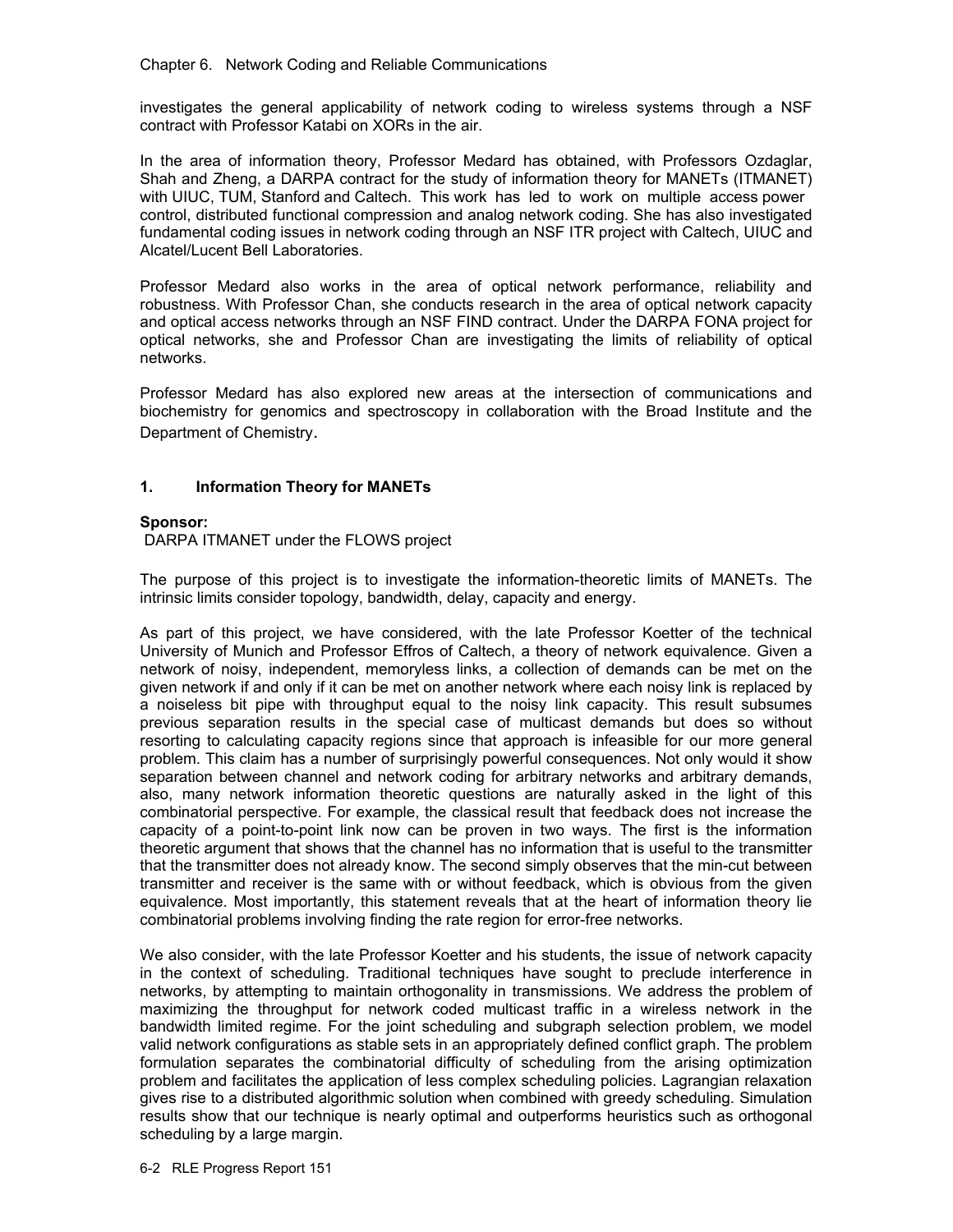investigates the general applicability of network coding to wireless systems through a NSF contract with Professor Katabi on XORs in the air.

In the area of information theory, Professor Medard has obtained, with Professors Ozdaglar, Shah and Zheng, a DARPA contract for the study of information theory for MANETs (ITMANET) with UIUC, TUM, Stanford and Caltech. This work has led to work on multiple access power control, distributed functional compression and analog network coding. She has also investigated fundamental coding issues in network coding through an NSF ITR project with Caltech, UIUC and Alcatel/Lucent Bell Laboratories.

Professor Medard also works in the area of optical network performance, reliability and robustness. With Professor Chan, she conducts research in the area of optical network capacity and optical access networks through an NSF FIND contract. Under the DARPA FONA project for optical networks, she and Professor Chan are investigating the limits of reliability of optical networks.

Professor Medard has also explored new areas at the intersection of communications and biochemistry for genomics and spectroscopy in collaboration with the Broad Institute and the Department of Chemistry.

## 1. Information Theory for MANETs

**Sponsor:**
DARPA ITMANET under the FLOWS project

The purpose of this project is to investigate the information-theoretic limits of MANETs. The intrinsic limits consider topology, bandwidth, delay, capacity and energy.

As part of this project, we have considered, with the late Professor Koetter of the technical University of Munich and Professor Effros of Caltech, a theory of network equivalence. Given a network of noisy, independent, memoryless links, a collection of demands can be met on the given network if and only if it can be met on another network where each noisy link is replaced by a noiseless bit pipe with throughput equal to the noisy link capacity. This result subsumes previous separation results in the special case of multicast demands but does so without resorting to calculating capacity regions since that approach is infeasible for our more general problem. This claim has a number of surprisingly powerful consequences. Not only would it show separation between channel and network coding for arbitrary networks and arbitrary demands, also, many network information theoretic questions are naturally asked in the light of this combinatorial perspective. For example, the classical result that feedback does not increase the capacity of a point-to-point link now can be proven in two ways. The first is the information theoretic argument that shows that the channel has no information that is useful to the transmitter that the transmitter does not already know. The second simply observes that the min-cut between transmitter and receiver is the same with or without feedback, which is obvious from the given equivalence. Most importantly, this statement reveals that at the heart of information theory lie combinatorial problems involving finding the rate region for error-free networks.

We also consider, with the late Professor Koetter and his students, the issue of network capacity in the context of scheduling. Traditional techniques have sought to preclude interference in networks, by attempting to maintain orthogonality in transmissions. We address the problem of maximizing the throughput for network coded multicast traffic in a wireless network in the bandwidth limited regime. For the joint scheduling and subgraph selection problem, we model valid network configurations as stable sets in an appropriately defined conflict graph. The problem formulation separates the combinatorial difficulty of scheduling from the arising optimization problem and facilitates the application of less complex scheduling policies. Lagrangian relaxation gives rise to a distributed algorithmic solution when combined with greedy scheduling. Simulation results show that our technique is nearly optimal and outperforms heuristics such as orthogonal scheduling by a large margin.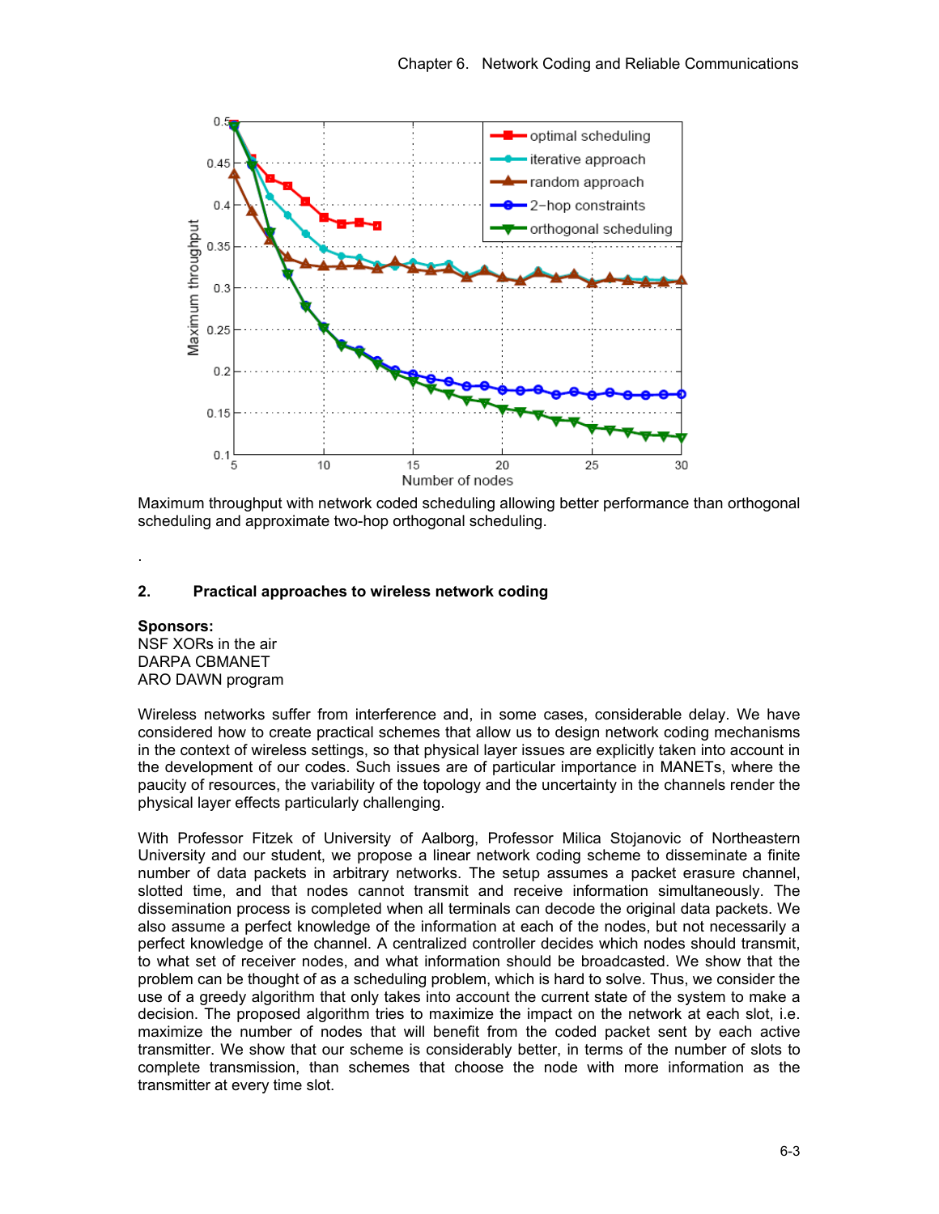Maximum throughput with network coded scheduling allowing better performance than orthogonal scheduling and approximate two-hop orthogonal scheduling.

.

## 2. Practical approaches to wireless network coding

**Sponsors:**
NSF XORs in the air
DARPA CBMANET
ARO DAWN program

Wireless networks suffer from interference and, in some cases, considerable delay. We have considered how to create practical schemes that allow us to design network coding mechanisms in the context of wireless settings, so that physical layer issues are explicitly taken into account in the development of our codes. Such issues are of particular importance in MANETs, where the paucity of resources, the variability of the topology and the uncertainty in the channels render the physical layer effects particularly challenging.

With Professor Fitzek of University of Aalborg, Professor Milica Stojanovic of Northeastern University and our student, we propose a linear network coding scheme to disseminate a finite number of data packets in arbitrary networks. The setup assumes a packet erasure channel, slotted time, and that nodes cannot transmit and receive information simultaneously. The dissemination process is completed when all terminals can decode the original data packets. We also assume a perfect knowledge of the information at each of the nodes, but not necessarily a perfect knowledge of the channel. A centralized controller decides which nodes should transmit, to what set of receiver nodes, and what information should be broadcasted. We show that the problem can be thought of as a scheduling problem, which is hard to solve. Thus, we consider the use of a greedy algorithm that only takes into account the current state of the system to make a decision. The proposed algorithm tries to maximize the impact on the network at each slot, i.e. maximize the number of nodes that will benefit from the coded packet sent by each active transmitter. We show that our scheme is considerably better, in terms of the number of slots to complete transmission, than schemes that choose the node with more information as the transmitter at every time slot.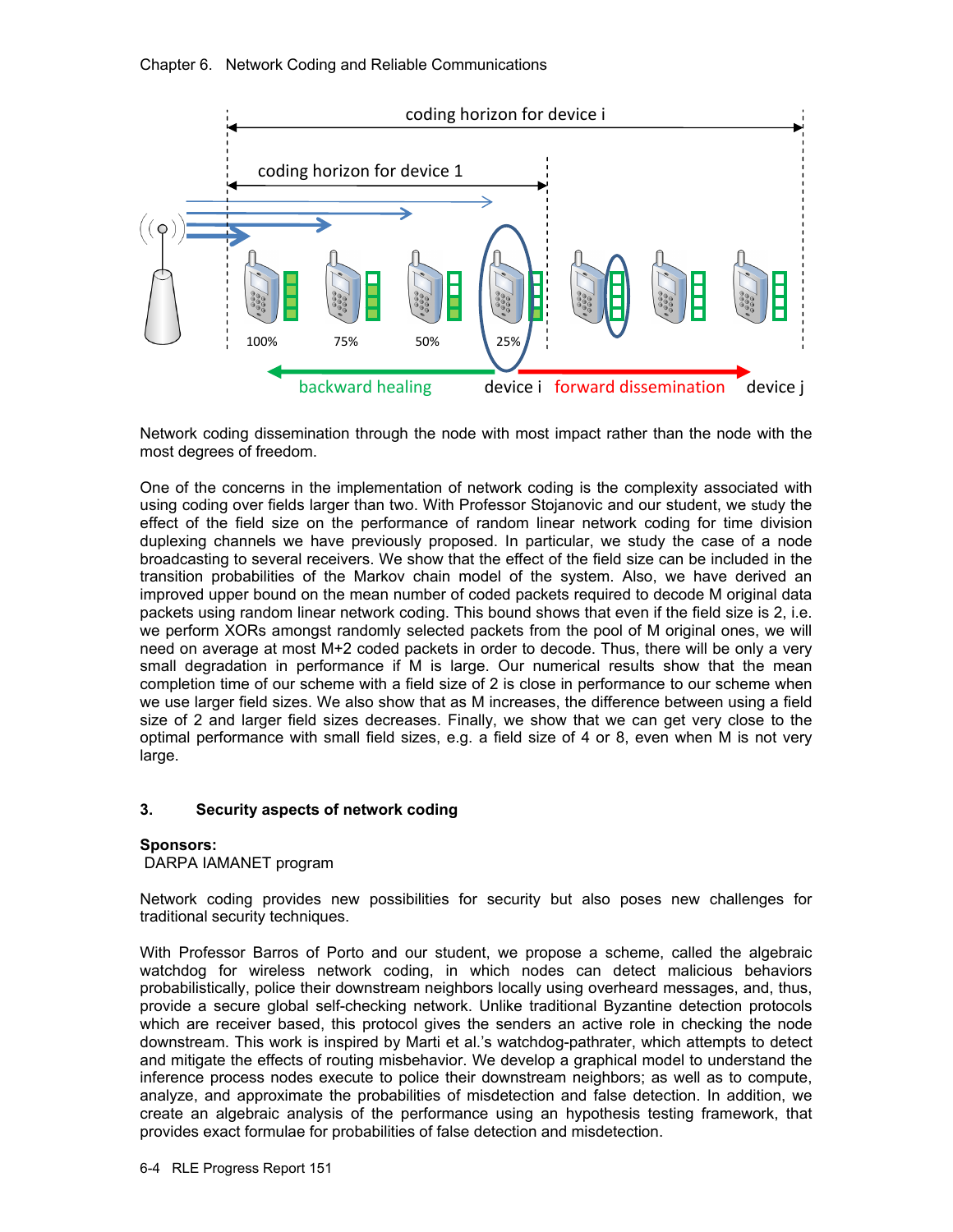Network coding dissemination through the node with most impact rather than the node with the most degrees of freedom.

One of the concerns in the implementation of network coding is the complexity associated with using coding over fields larger than two. With Professor Stojanovic and our student, we study the effect of the field size on the performance of random linear network coding for time division duplexing channels we have previously proposed. In particular, we study the case of a node broadcasting to several receivers. We show that the effect of the field size can be included in the transition probabilities of the Markov chain model of the system. Also, we have derived an improved upper bound on the mean number of coded packets required to decode M original data packets using random linear network coding. This bound shows that even if the field size is 2, i.e. we perform XORs amongst randomly selected packets from the pool of M original ones, we will need on average at most M+2 coded packets in order to decode. Thus, there will be only a very small degradation in performance if M is large. Our numerical results show that the mean completion time of our scheme with a field size of 2 is close in performance to our scheme when we use larger field sizes. We also show that as M increases, the difference between using a field size of 2 and larger field sizes decreases. Finally, we show that we can get very close to the optimal performance with small field sizes, e.g. a field size of 4 or 8, even when M is not very large.

## 3. Security aspects of network coding

**Sponsors:**
DARPA IAMANET program

Network coding provides new possibilities for security but also poses new challenges for traditional security techniques.

With Professor Barros of Porto and our student, we propose a scheme, called the algebraic watchdog for wireless network coding, in which nodes can detect malicious behaviors probabilistically, police their downstream neighbors locally using overheard messages, and, thus, provide a secure global self-checking network. Unlike traditional Byzantine detection protocols which are receiver based, this protocol gives the senders an active role in checking the node downstream. This work is inspired by Marti et al.'s watchdog-pathrater, which attempts to detect and mitigate the effects of routing misbehavior. We develop a graphical model to understand the inference process nodes execute to police their downstream neighbors; as well as to compute, analyze, and approximate the probabilities of misdetection and false detection. In addition, we create an algebraic analysis of the performance using an hypothesis testing framework, that provides exact formulae for probabilities of false detection and misdetection.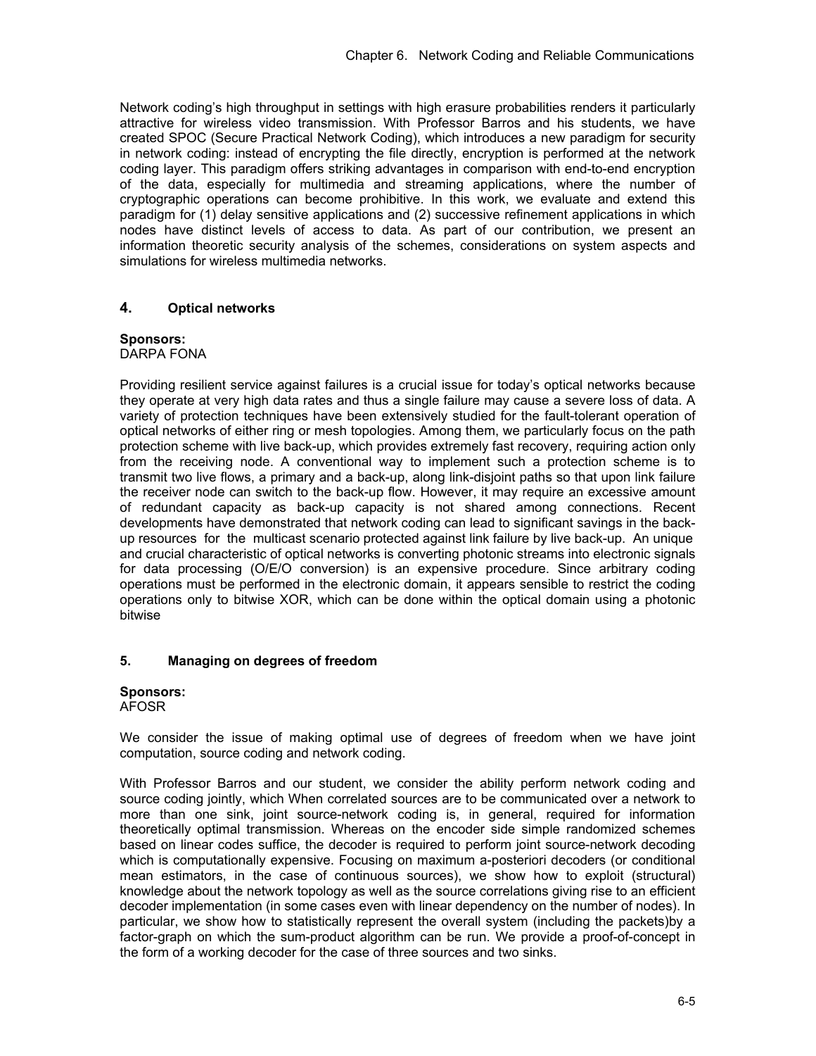Network coding's high throughput in settings with high erasure probabilities renders it particularly attractive for wireless video transmission. With Professor Barros and his students, we have created SPOC (Secure Practical Network Coding), which introduces a new paradigm for security in network coding: instead of encrypting the file directly, encryption is performed at the network coding layer. This paradigm offers striking advantages in comparison with end-to-end encryption of the data, especially for multimedia and streaming applications, where the number of cryptographic operations can become prohibitive. In this work, we evaluate and extend this paradigm for (1) delay sensitive applications and (2) successive refinement applications in which nodes have distinct levels of access to data. As part of our contribution, we present an information theoretic security analysis of the schemes, considerations on system aspects and simulations for wireless multimedia networks.

## 4. Optical networks

**Sponsors:**
DARPA FONA

Providing resilient service against failures is a crucial issue for today's optical networks because they operate at very high data rates and thus a single failure may cause a severe loss of data. A variety of protection techniques have been extensively studied for the fault-tolerant operation of optical networks of either ring or mesh topologies. Among them, we particularly focus on the path protection scheme with live back-up, which provides extremely fast recovery, requiring action only from the receiving node. A conventional way to implement such a protection scheme is to transmit two live flows, a primary and a back-up, along link-disjoint paths so that upon link failure the receiver node can switch to the back-up flow. However, it may require an excessive amount of redundant capacity as back-up capacity is not shared among connections. Recent developments have demonstrated that network coding can lead to significant savings in the back-up resources for the multicast scenario protected against link failure by live back-up. An unique and crucial characteristic of optical networks is converting photonic streams into electronic signals for data processing (O/E/O conversion) is an expensive procedure. Since arbitrary coding operations must be performed in the electronic domain, it appears sensible to restrict the coding operations only to bitwise XOR, which can be done within the optical domain using a photonic bitwise

## 5. Managing on degrees of freedom

**Sponsors:**
AFOSR

We consider the issue of making optimal use of degrees of freedom when we have joint computation, source coding and network coding.

With Professor Barros and our student, we consider the ability perform network coding and source coding jointly, which When correlated sources are to be communicated over a network to more than one sink, joint source-network coding is, in general, required for information theoretically optimal transmission. Whereas on the encoder side simple randomized schemes based on linear codes suffice, the decoder is required to perform joint source-network decoding which is computationally expensive. Focusing on maximum a-posteriori decoders (or conditional mean estimators, in the case of continuous sources), we show how to exploit (structural) knowledge about the network topology as well as the source correlations giving rise to an efficient decoder implementation (in some cases even with linear dependency on the number of nodes). In particular, we show how to statistically represent the overall system (including the packets)by a factor-graph on which the sum-product algorithm can be run. We provide a proof-of-concept in the form of a working decoder for the case of three sources and two sinks.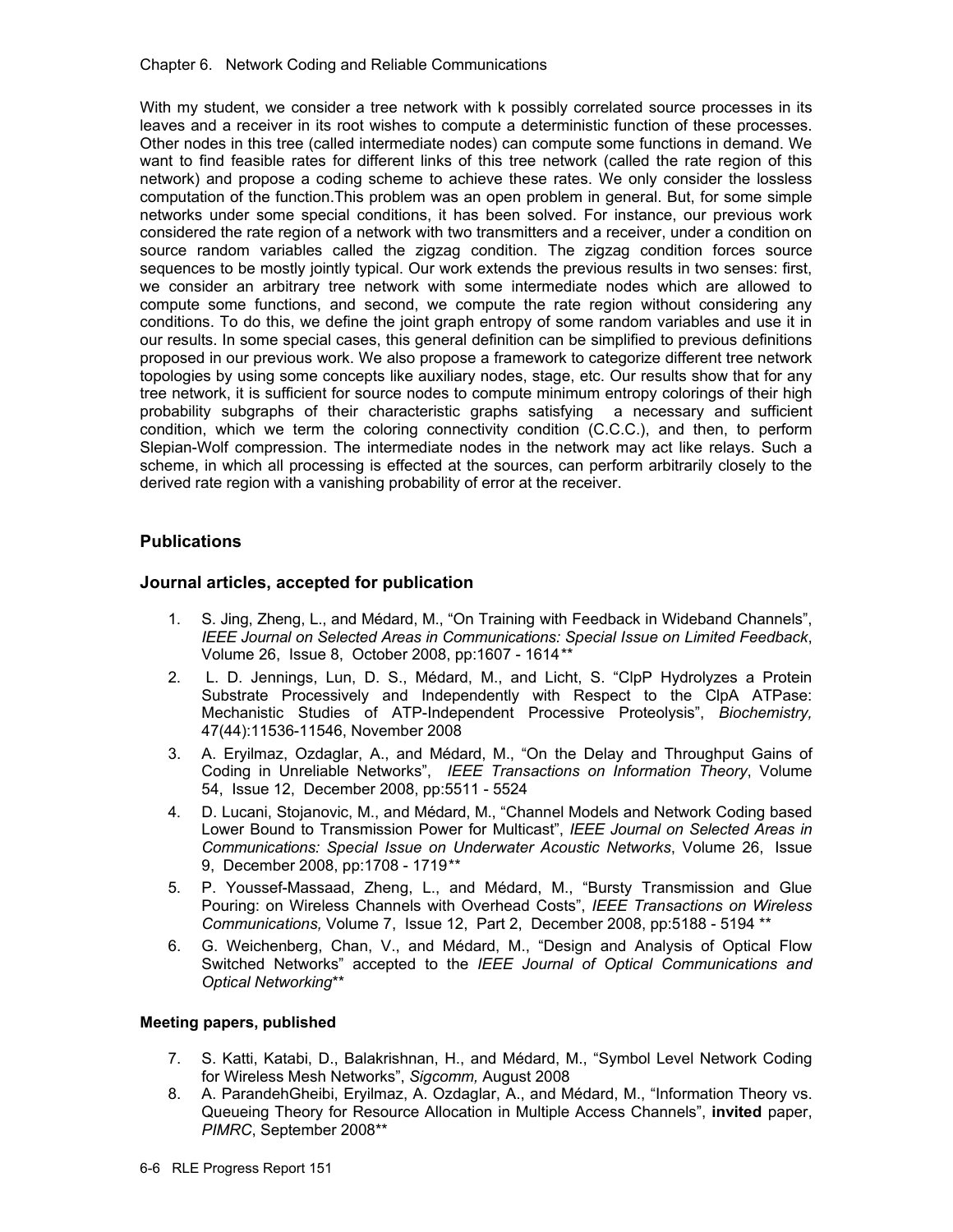With my student, we consider a tree network with k possibly correlated source processes in its leaves and a receiver in its root wishes to compute a deterministic function of these processes. Other nodes in this tree (called intermediate nodes) can compute some functions in demand. We want to find feasible rates for different links of this tree network (called the rate region of this network) and propose a coding scheme to achieve these rates. We only consider the lossless computation of the function.This problem was an open problem in general. But, for some simple networks under some special conditions, it has been solved. For instance, our previous work considered the rate region of a network with two transmitters and a receiver, under a condition on source random variables called the zigzag condition. The zigzag condition forces source sequences to be mostly jointly typical. Our work extends the previous results in two senses: first, we consider an arbitrary tree network with some intermediate nodes which are allowed to compute some functions, and second, we compute the rate region without considering any conditions. To do this, we define the joint graph entropy of some random variables and use it in our results. In some special cases, this general definition can be simplified to previous definitions proposed in our previous work. We also propose a framework to categorize different tree network topologies by using some concepts like auxiliary nodes, stage, etc. Our results show that for any tree network, it is sufficient for source nodes to compute minimum entropy colorings of their high probability subgraphs of their characteristic graphs satisfying a necessary and sufficient condition, which we term the coloring connectivity condition (C.C.C.), and then, to perform Slepian-Wolf compression. The intermediate nodes in the network may act like relays. Such a scheme, in which all processing is effected at the sources, can perform arbitrarily closely to the derived rate region with a vanishing probability of error at the receiver.

## Publications

### Journal articles, accepted for publication

1. S. Jing, Zheng, L., and Médard, M., "On Training with Feedback in Wideband Channels", *IEEE Journal on Selected Areas in Communications: Special Issue on Limited Feedback*, Volume 26, Issue 8, October 2008, pp:1607 - 1614**
2. L. D. Jennings, Lun, D. S., Médard, M., and Licht, S. "ClpP Hydrolyzes a Protein Substrate Processively and Independently with Respect to the ClpA ATPase: Mechanistic Studies of ATP-Independent Processive Proteolysis", *Biochemistry,* 47(44):11536-11546, November 2008
3. A. Eryilmaz, Ozdaglar, A., and Médard, M., "On the Delay and Throughput Gains of Coding in Unreliable Networks", *IEEE Transactions on Information Theory*, Volume 54, Issue 12, December 2008, pp:5511 - 5524
4. D. Lucani, Stojanovic, M., and Médard, M., "Channel Models and Network Coding based Lower Bound to Transmission Power for Multicast", *IEEE Journal on Selected Areas in Communications: Special Issue on Underwater Acoustic Networks*, Volume 26, Issue 9, December 2008, pp:1708 - 1719**
5. P. Youssef-Massaad, Zheng, L., and Médard, M., "Bursty Transmission and Glue Pouring: on Wireless Channels with Overhead Costs", *IEEE Transactions on Wireless Communications,* Volume 7, Issue 12, Part 2, December 2008, pp:5188 - 5194 **
6. G. Weichenberg, Chan, V., and Médard, M., "Design and Analysis of Optical Flow Switched Networks" accepted to the *IEEE Journal of Optical Communications and Optical Networking***

#### Meeting papers, published

7. S. Katti, Katabi, D., Balakrishnan, H., and Médard, M., "Symbol Level Network Coding for Wireless Mesh Networks", *Sigcomm,* August 2008
8. A. ParandehGheibi, Eryilmaz, A. Ozdaglar, A., and Médard, M., "Information Theory vs. Queueing Theory for Resource Allocation in Multiple Access Channels", **invited** paper, *PIMRC*, September 2008**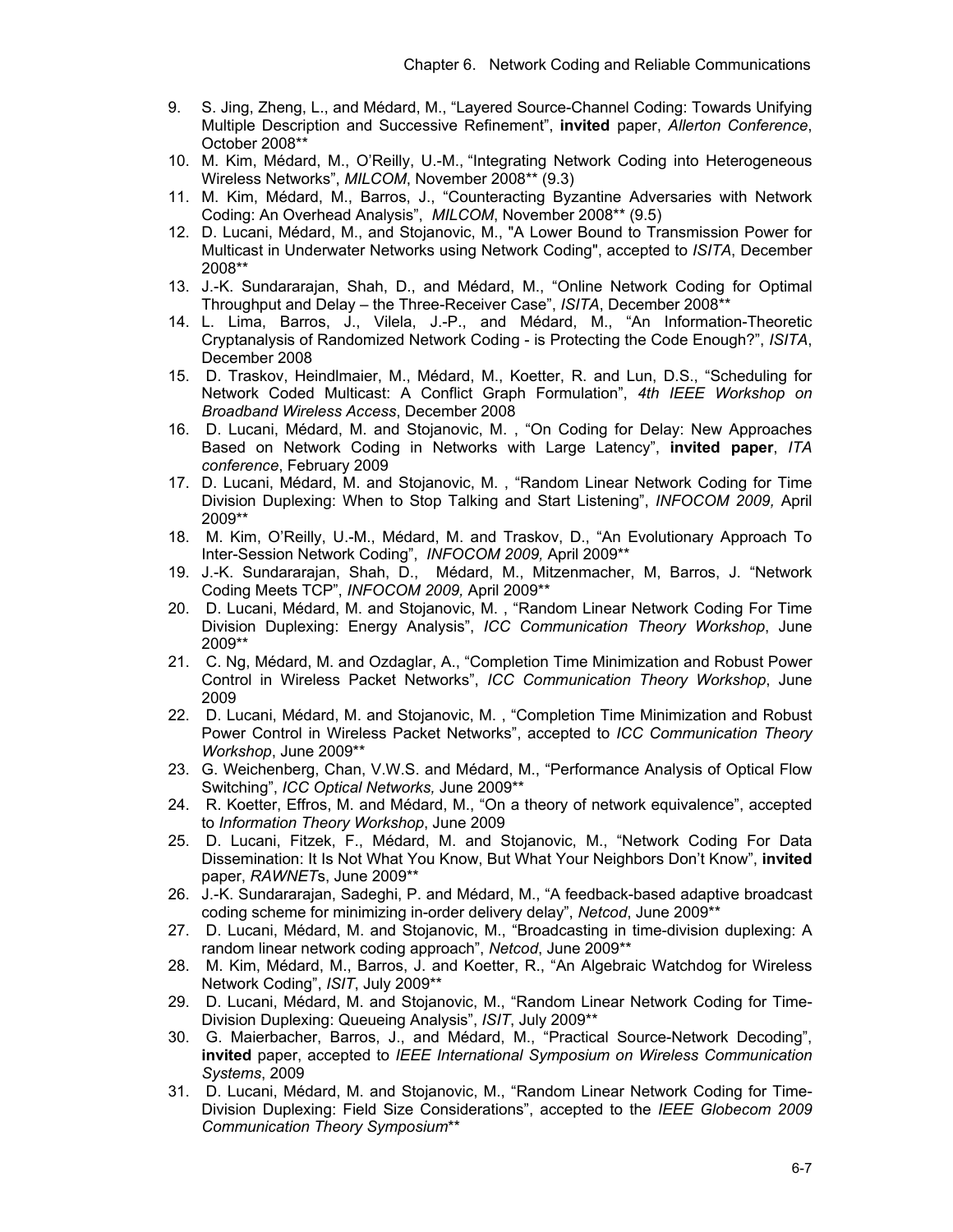9. S. Jing, Zheng, L., and Médard, M., "Layered Source-Channel Coding: Towards Unifying Multiple Description and Successive Refinement", **invited** paper, *Allerton Conference*, October 2008**
10. M. Kim, Médard, M., O'Reilly, U.-M., "Integrating Network Coding into Heterogeneous Wireless Networks", *MILCOM*, November 2008** (9.3)
11. M. Kim, Médard, M., Barros, J., "Counteracting Byzantine Adversaries with Network Coding: An Overhead Analysis", *MILCOM*, November 2008** (9.5)
12. D. Lucani, Médard, M., and Stojanovic, M., "A Lower Bound to Transmission Power for Multicast in Underwater Networks using Network Coding", accepted to *ISITA*, December 2008**
13. J.-K. Sundararajan, Shah, D., and Médard, M., "Online Network Coding for Optimal Throughput and Delay – the Three-Receiver Case", *ISITA*, December 2008**
14. L. Lima, Barros, J., Vilela, J.-P., and Médard, M., "An Information-Theoretic Cryptanalysis of Randomized Network Coding - is Protecting the Code Enough?", *ISITA*, December 2008
15. D. Traskov, Heindlmaier, M., Médard, M., Koetter, R. and Lun, D.S., "Scheduling for Network Coded Multicast: A Conflict Graph Formulation", *4th IEEE Workshop on Broadband Wireless Access*, December 2008
16. D. Lucani, Médard, M. and Stojanovic, M. , "On Coding for Delay: New Approaches Based on Network Coding in Networks with Large Latency", **invited paper**, *ITA conference*, February 2009
17. D. Lucani, Médard, M. and Stojanovic, M. , "Random Linear Network Coding for Time Division Duplexing: When to Stop Talking and Start Listening", *INFOCOM 2009,* April 2009**
18. M. Kim, O'Reilly, U.-M., Médard, M. and Traskov, D., "An Evolutionary Approach To Inter-Session Network Coding", *INFOCOM 2009,* April 2009**
19. J.-K. Sundararajan, Shah, D., Médard, M., Mitzenmacher, M, Barros, J. "Network Coding Meets TCP", *INFOCOM 2009,* April 2009**
20. D. Lucani, Médard, M. and Stojanovic, M. , "Random Linear Network Coding For Time Division Duplexing: Energy Analysis", *ICC Communication Theory Workshop*, June 2009**
21. C. Ng, Médard, M. and Ozdaglar, A., "Completion Time Minimization and Robust Power Control in Wireless Packet Networks", *ICC Communication Theory Workshop*, June 2009
22. D. Lucani, Médard, M. and Stojanovic, M. , "Completion Time Minimization and Robust Power Control in Wireless Packet Networks", accepted to *ICC Communication Theory Workshop*, June 2009**
23. G. Weichenberg, Chan, V.W.S. and Médard, M., "Performance Analysis of Optical Flow Switching", *ICC Optical Networks,* June 2009**
24. R. Koetter, Effros, M. and Médard, M., "On a theory of network equivalence", accepted to *Information Theory Workshop*, June 2009
25. D. Lucani, Fitzek, F., Médard, M. and Stojanovic, M., "Network Coding For Data Dissemination: It Is Not What You Know, But What Your Neighbors Don't Know", **invited** paper, *RAWNET*s, June 2009**
26. J.-K. Sundararajan, Sadeghi, P. and Médard, M., "A feedback-based adaptive broadcast coding scheme for minimizing in-order delivery delay", *Netcod*, June 2009**
27. D. Lucani, Médard, M. and Stojanovic, M., "Broadcasting in time-division duplexing: A random linear network coding approach", *Netcod*, June 2009**
28. M. Kim, Médard, M., Barros, J. and Koetter, R., "An Algebraic Watchdog for Wireless Network Coding", *ISIT*, July 2009**
29. D. Lucani, Médard, M. and Stojanovic, M., "Random Linear Network Coding for Time-Division Duplexing: Queueing Analysis", *ISIT*, July 2009**
30. G. Maierbacher, Barros, J., and Médard, M., "Practical Source-Network Decoding", **invited** paper, accepted to *IEEE International Symposium on Wireless Communication Systems*, 2009
31. D. Lucani, Médard, M. and Stojanovic, M., "Random Linear Network Coding for Time-Division Duplexing: Field Size Considerations", accepted to the *IEEE Globecom 2009 Communication Theory Symposium***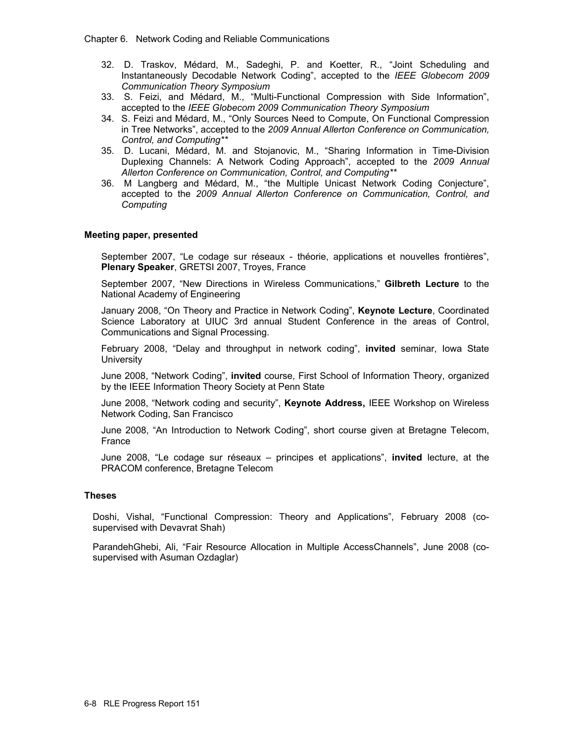32. D. Traskov, Médard, M., Sadeghi, P. and Koetter, R., "Joint Scheduling and Instantaneously Decodable Network Coding", accepted to the *IEEE Globecom 2009 Communication Theory Symposium*
33. S. Feizi, and Médard, M., "Multi-Functional Compression with Side Information", accepted to the *IEEE Globecom 2009 Communication Theory Symposium*
34. S. Feizi and Médard, M., "Only Sources Need to Compute, On Functional Compression in Tree Networks", accepted to the *2009 Annual Allerton Conference on Communication, Control, and Computing***
35. D. Lucani, Médard, M. and Stojanovic, M., "Sharing Information in Time-Division Duplexing Channels: A Network Coding Approach", accepted to the *2009 Annual Allerton Conference on Communication, Control, and Computing***
36. M Langberg and Médard, M., "the Multiple Unicast Network Coding Conjecture", accepted to the *2009 Annual Allerton Conference on Communication, Control, and Computing*

### Meeting paper, presented

September 2007, "Le codage sur réseaux - théorie, applications et nouvelles frontières", **Plenary Speaker**, GRETSI 2007, Troyes, France

September 2007, "New Directions in Wireless Communications," **Gilbreth Lecture** to the National Academy of Engineering

January 2008, "On Theory and Practice in Network Coding", **Keynote Lecture**, Coordinated Science Laboratory at UIUC 3rd annual Student Conference in the areas of Control, Communications and Signal Processing.

February 2008, "Delay and throughput in network coding", **invited** seminar, Iowa State University

June 2008, "Network Coding", **invited** course, First School of Information Theory, organized by the IEEE Information Theory Society at Penn State

June 2008, "Network coding and security", **Keynote Address,** IEEE Workshop on Wireless Network Coding, San Francisco

June 2008, "An Introduction to Network Coding", short course given at Bretagne Telecom, France

June 2008, "Le codage sur réseaux – principes et applications", **invited** lecture, at the PRACOM conference, Bretagne Telecom

### Theses

Doshi, Vishal, "Functional Compression: Theory and Applications", February 2008 (co-supervised with Devavrat Shah)

ParandehGhebi, Ali, "Fair Resource Allocation in Multiple AccessChannels", June 2008 (co-supervised with Asuman Ozdaglar)